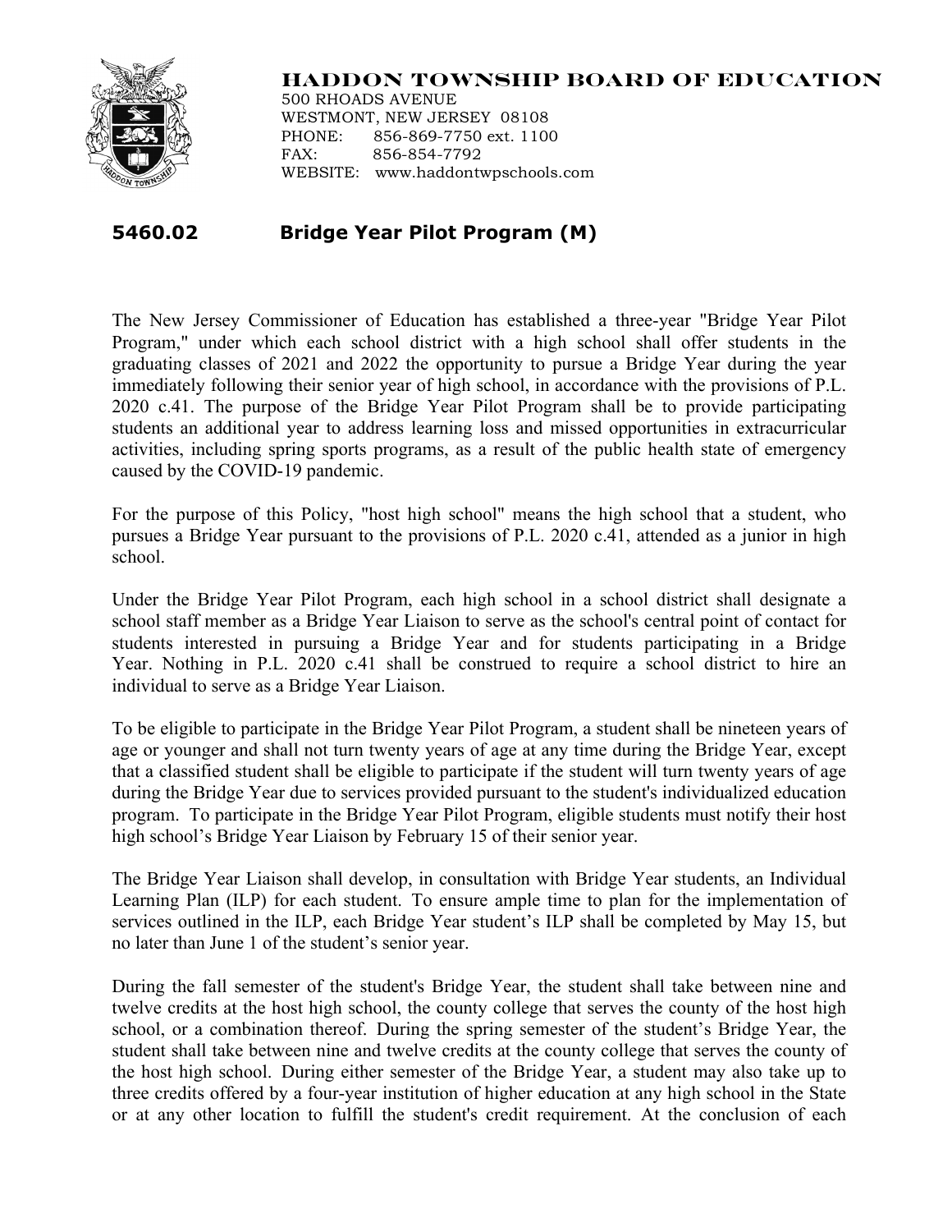**HADDON TOWNSHIP BOARD OF EDUCATION**

500 RHOADS AVENUE
WESTMONT, NEW JERSEY 08108
PHONE: 856-869-7750 ext. 1100
FAX: 856-854-7792
WEBSITE: www.haddontwpschools.com

## 5460.02 Bridge Year Pilot Program (M)

The New Jersey Commissioner of Education has established a three-year "Bridge Year Pilot Program," under which each school district with a high school shall offer students in the graduating classes of 2021 and 2022 the opportunity to pursue a Bridge Year during the year immediately following their senior year of high school, in accordance with the provisions of P.L. 2020 c.41. The purpose of the Bridge Year Pilot Program shall be to provide participating students an additional year to address learning loss and missed opportunities in extracurricular activities, including spring sports programs, as a result of the public health state of emergency caused by the COVID-19 pandemic.

For the purpose of this Policy, "host high school" means the high school that a student, who pursues a Bridge Year pursuant to the provisions of P.L. 2020 c.41, attended as a junior in high school.

Under the Bridge Year Pilot Program, each high school in a school district shall designate a school staff member as a Bridge Year Liaison to serve as the school's central point of contact for students interested in pursuing a Bridge Year and for students participating in a Bridge Year. Nothing in P.L. 2020 c.41 shall be construed to require a school district to hire an individual to serve as a Bridge Year Liaison.

To be eligible to participate in the Bridge Year Pilot Program, a student shall be nineteen years of age or younger and shall not turn twenty years of age at any time during the Bridge Year, except that a classified student shall be eligible to participate if the student will turn twenty years of age during the Bridge Year due to services provided pursuant to the student's individualized education program. To participate in the Bridge Year Pilot Program, eligible students must notify their host high school's Bridge Year Liaison by February 15 of their senior year.

The Bridge Year Liaison shall develop, in consultation with Bridge Year students, an Individual Learning Plan (ILP) for each student. To ensure ample time to plan for the implementation of services outlined in the ILP, each Bridge Year student's ILP shall be completed by May 15, but no later than June 1 of the student's senior year.

During the fall semester of the student's Bridge Year, the student shall take between nine and twelve credits at the host high school, the county college that serves the county of the host high school, or a combination thereof. During the spring semester of the student's Bridge Year, the student shall take between nine and twelve credits at the county college that serves the county of the host high school. During either semester of the Bridge Year, a student may also take up to three credits offered by a four-year institution of higher education at any high school in the State or at any other location to fulfill the student's credit requirement. At the conclusion of each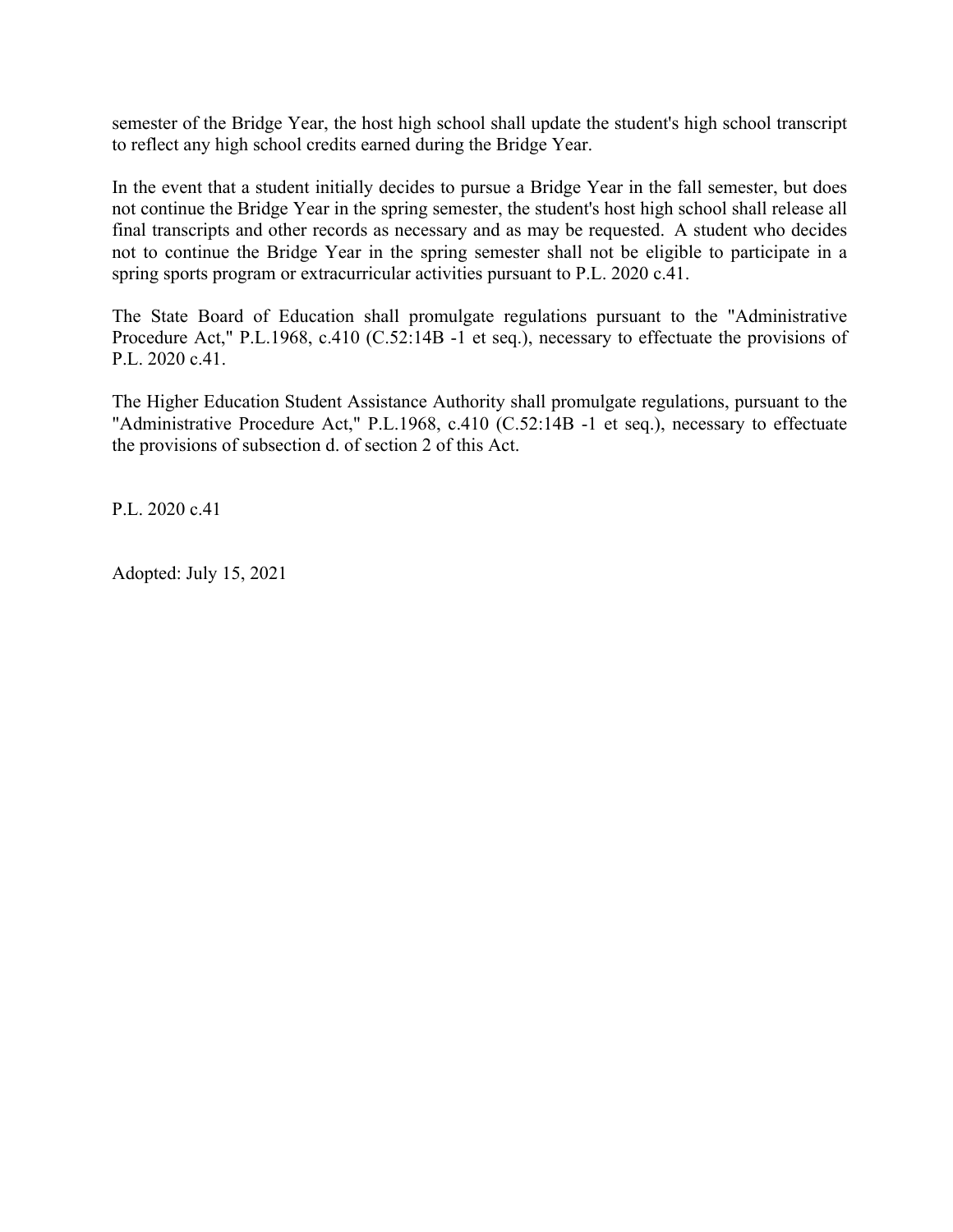semester of the Bridge Year, the host high school shall update the student's high school transcript to reflect any high school credits earned during the Bridge Year.

In the event that a student initially decides to pursue a Bridge Year in the fall semester, but does not continue the Bridge Year in the spring semester, the student's host high school shall release all final transcripts and other records as necessary and as may be requested. A student who decides not to continue the Bridge Year in the spring semester shall not be eligible to participate in a spring sports program or extracurricular activities pursuant to P.L. 2020 c.41.

The State Board of Education shall promulgate regulations pursuant to the "Administrative Procedure Act," P.L.1968, c.410 (C.52:14B -1 et seq.), necessary to effectuate the provisions of P.L. 2020 c.41.

The Higher Education Student Assistance Authority shall promulgate regulations, pursuant to the "Administrative Procedure Act," P.L.1968, c.410 (C.52:14B -1 et seq.), necessary to effectuate the provisions of subsection d. of section 2 of this Act.

P.L. 2020 c.41

Adopted: July 15, 2021